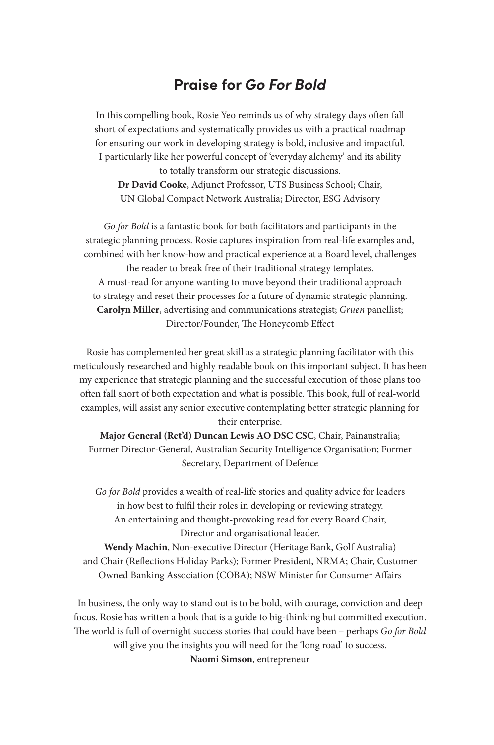## Praise for *Go For Bold*

In this compelling book, Rosie Yeo reminds us of why strategy days often fall short of expectations and systematically provides us with a practical roadmap for ensuring our work in developing strategy is bold, inclusive and impactful. I particularly like her powerful concept of 'everyday alchemy' and its ability to totally transform our strategic discussions.
**Dr David Cooke**, Adjunct Professor, UTS Business School; Chair, UN Global Compact Network Australia; Director, ESG Advisory

*Go for Bold* is a fantastic book for both facilitators and participants in the strategic planning process. Rosie captures inspiration from real-life examples and, combined with her know-how and practical experience at a Board level, challenges the reader to break free of their traditional strategy templates. A must-read for anyone wanting to move beyond their traditional approach to strategy and reset their processes for a future of dynamic strategic planning.
**Carolyn Miller**, advertising and communications strategist; *Gruen* panellist; Director/Founder, The Honeycomb Effect

Rosie has complemented her great skill as a strategic planning facilitator with this meticulously researched and highly readable book on this important subject. It has been my experience that strategic planning and the successful execution of those plans too often fall short of both expectation and what is possible. This book, full of real-world examples, will assist any senior executive contemplating better strategic planning for their enterprise.
**Major General (Ret'd) Duncan Lewis AO DSC CSC**, Chair, Painaustralia; Former Director-General, Australian Security Intelligence Organisation; Former Secretary, Department of Defence

*Go for Bold* provides a wealth of real-life stories and quality advice for leaders in how best to fulfil their roles in developing or reviewing strategy. An entertaining and thought-provoking read for every Board Chair, Director and organisational leader.
**Wendy Machin**, Non-executive Director (Heritage Bank, Golf Australia) and Chair (Reflections Holiday Parks); Former President, NRMA; Chair, Customer Owned Banking Association (COBA); NSW Minister for Consumer Affairs

In business, the only way to stand out is to be bold, with courage, conviction and deep focus. Rosie has written a book that is a guide to big-thinking but committed execution. The world is full of overnight success stories that could have been – perhaps *Go for Bold* will give you the insights you will need for the 'long road' to success.
**Naomi Simson**, entrepreneur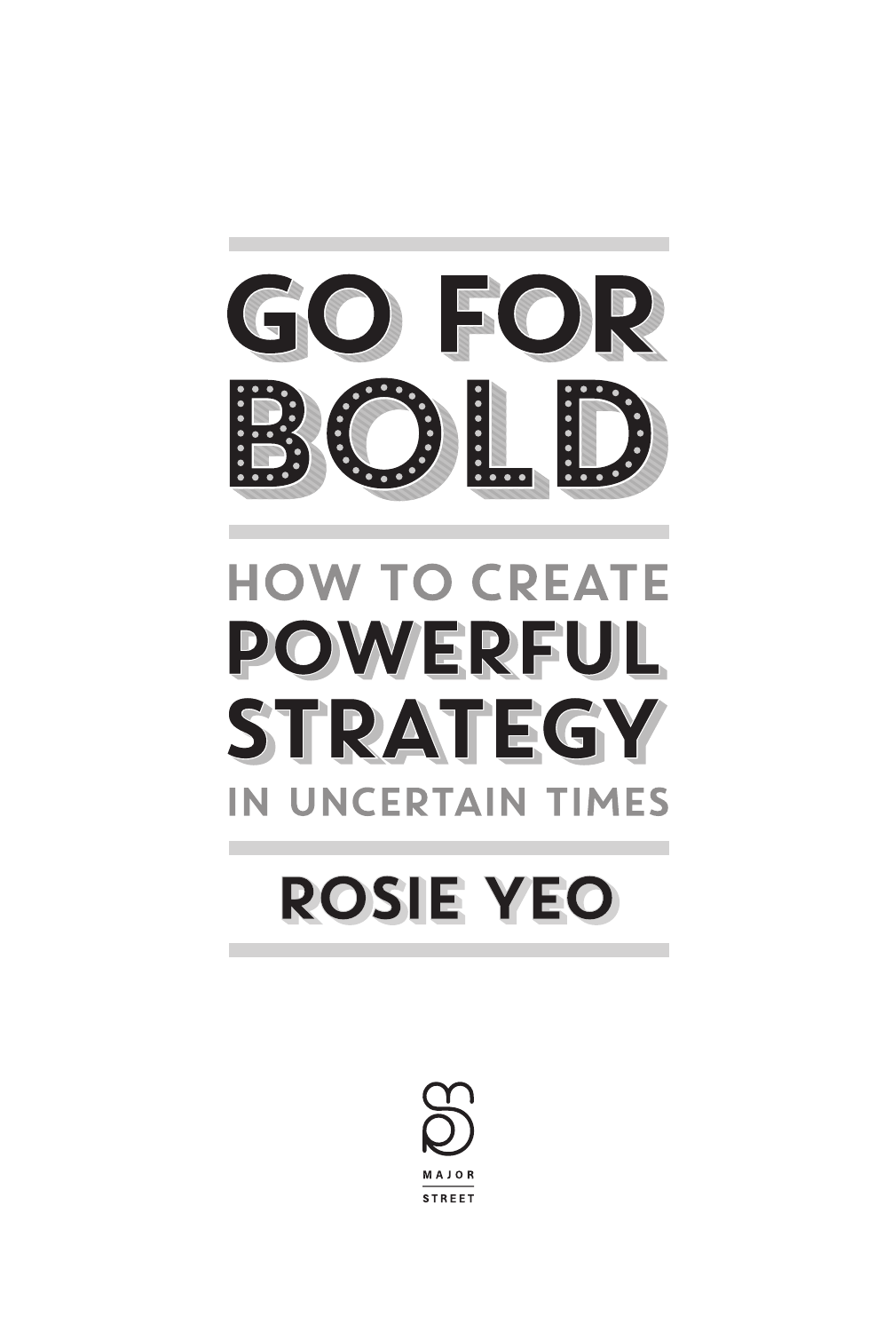# GO FOR BOLD

## HOW TO CREATE POWERFUL STRATEGY IN UNCERTAIN TIMES

### ROSIE YEO

MAJOR STREET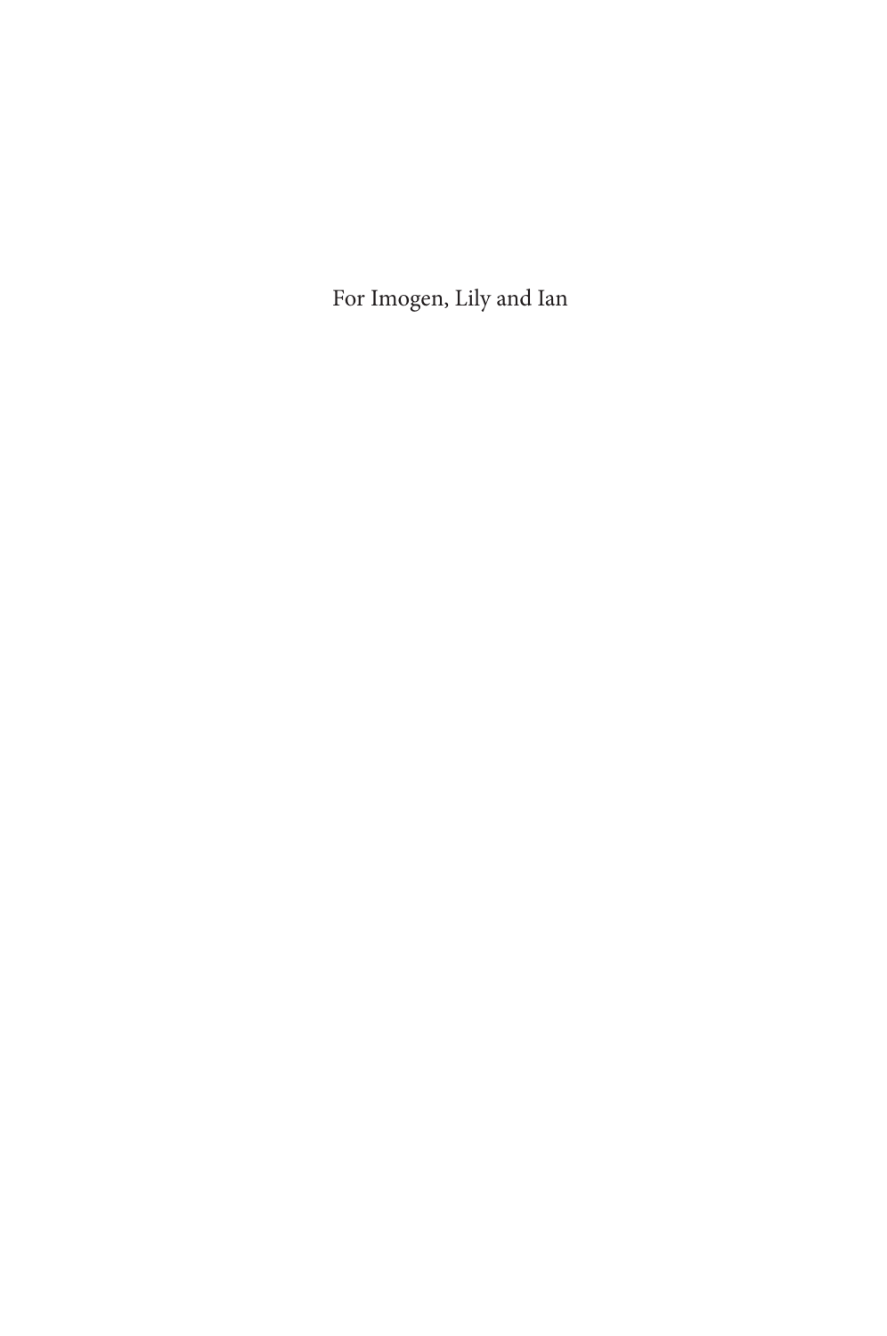For Imogen, Lily and Ian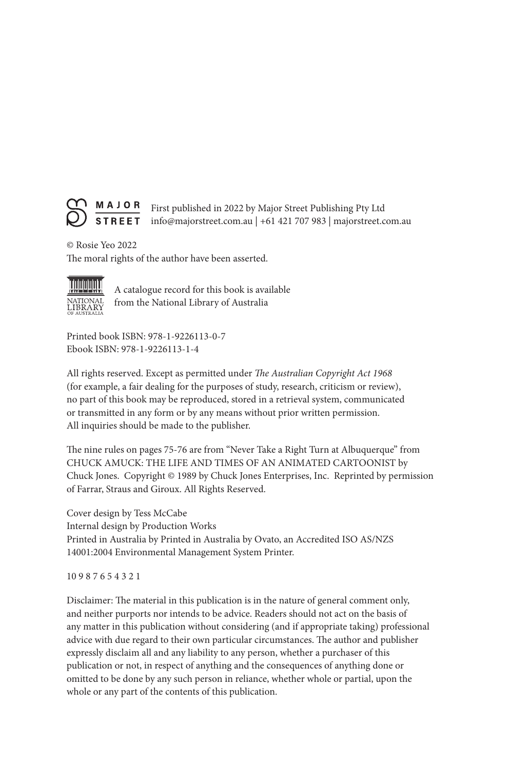MAJOR STREET

First published in 2022 by Major Street Publishing Pty Ltd
info@majorstreet.com.au | +61 421 707 983 | majorstreet.com.au

© Rosie Yeo 2022
The moral rights of the author have been asserted.

NATIONAL LIBRARY OF AUSTRALIA

A catalogue record for this book is available from the National Library of Australia

Printed book ISBN: 978-1-9226113-0-7
Ebook ISBN: 978-1-9226113-1-4

All rights reserved. Except as permitted under *The Australian Copyright Act 1968* (for example, a fair dealing for the purposes of study, research, criticism or review), no part of this book may be reproduced, stored in a retrieval system, communicated or transmitted in any form or by any means without prior written permission. All inquiries should be made to the publisher.

The nine rules on pages 75-76 are from "Never Take a Right Turn at Albuquerque" from CHUCK AMUCK: THE LIFE AND TIMES OF AN ANIMATED CARTOONIST by Chuck Jones. Copyright © 1989 by Chuck Jones Enterprises, Inc. Reprinted by permission of Farrar, Straus and Giroux. All Rights Reserved.

Cover design by Tess McCabe
Internal design by Production Works
Printed in Australia by Printed in Australia by Ovato, an Accredited ISO AS/NZS 14001:2004 Environmental Management System Printer.

10 9 8 7 6 5 4 3 2 1

Disclaimer: The material in this publication is in the nature of general comment only, and neither purports nor intends to be advice. Readers should not act on the basis of any matter in this publication without considering (and if appropriate taking) professional advice with due regard to their own particular circumstances. The author and publisher expressly disclaim all and any liability to any person, whether a purchaser of this publication or not, in respect of anything and the consequences of anything done or omitted to be done by any such person in reliance, whether whole or partial, upon the whole or any part of the contents of this publication.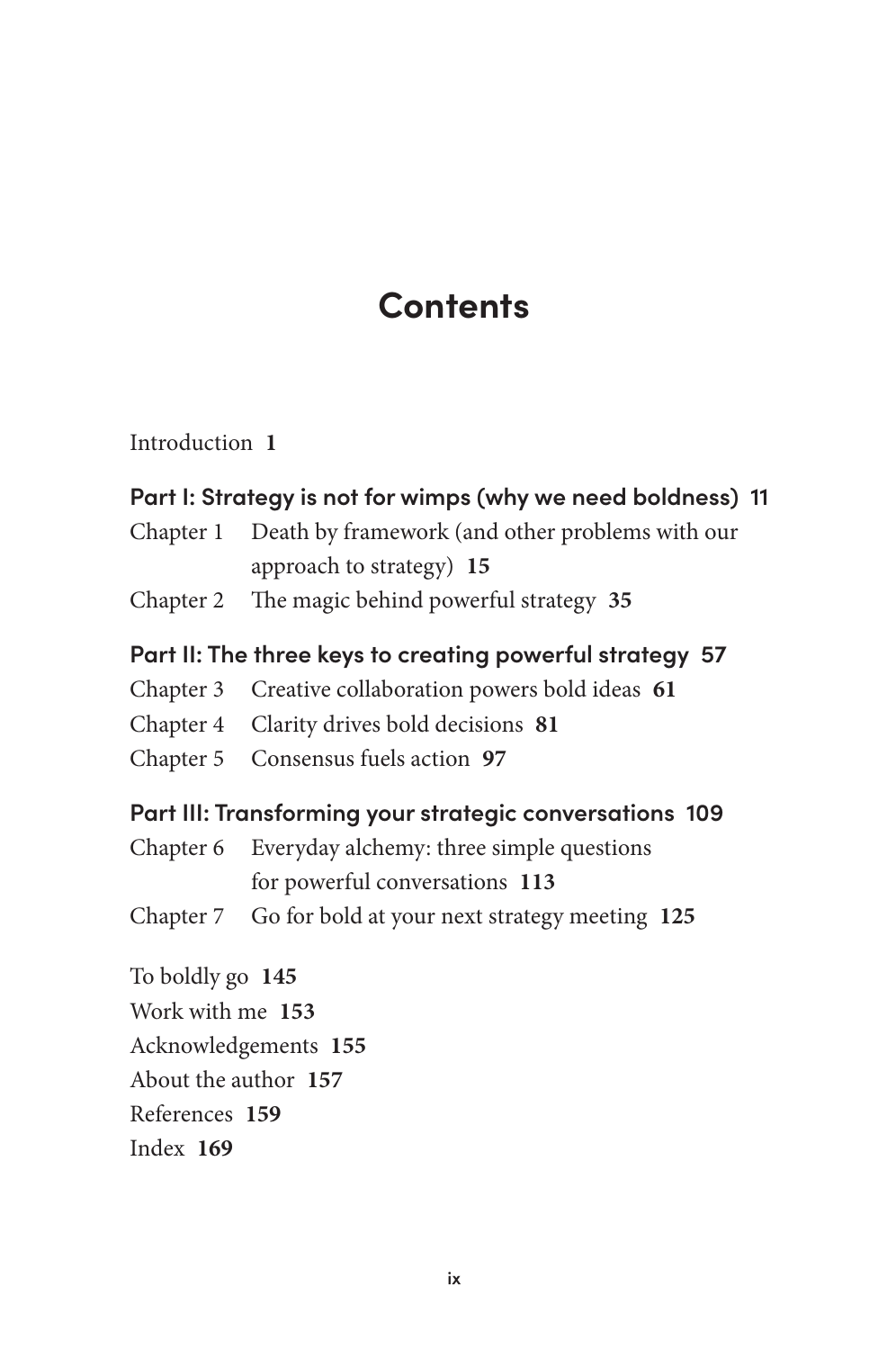# Contents

Introduction **1**

**Part I: Strategy is not for wimps (why we need boldness) 11**

Chapter 1 Death by framework (and other problems with our approach to strategy) **15**

Chapter 2 The magic behind powerful strategy **35**

**Part II: The three keys to creating powerful strategy 57**

Chapter 3 Creative collaboration powers bold ideas **61**

Chapter 4 Clarity drives bold decisions **81**

Chapter 5 Consensus fuels action **97**

**Part III: Transforming your strategic conversations 109**

Chapter 6 Everyday alchemy: three simple questions for powerful conversations **113**

Chapter 7 Go for bold at your next strategy meeting **125**

To boldly go **145**

Work with me **153**

Acknowledgements **155**

About the author **157**

References **159**

Index **169**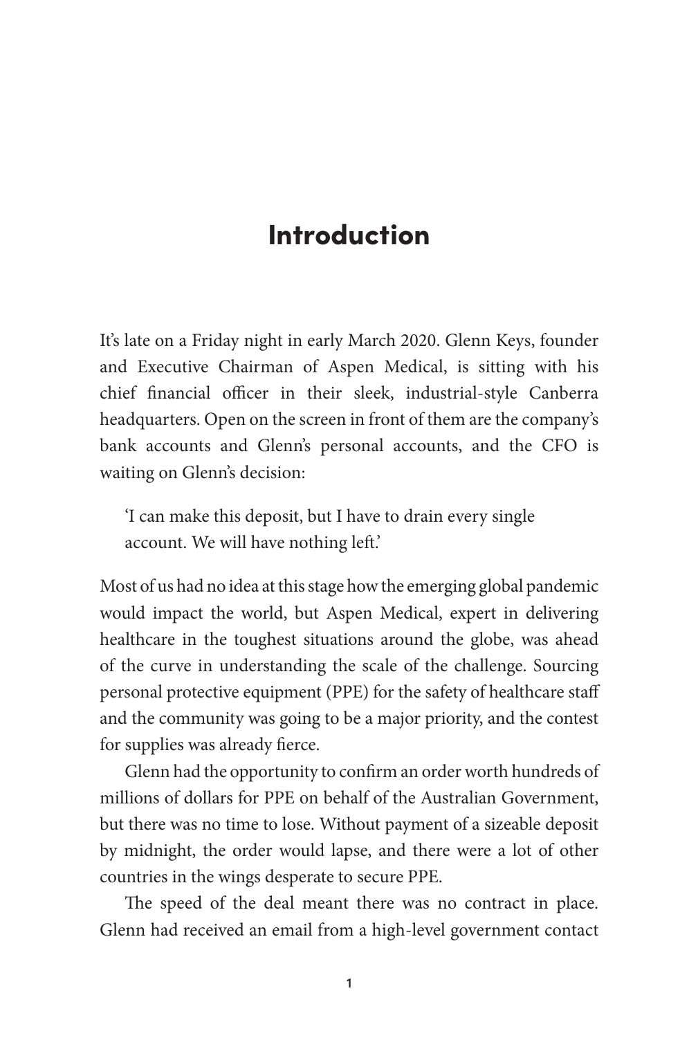# Introduction

It's late on a Friday night in early March 2020. Glenn Keys, founder and Executive Chairman of Aspen Medical, is sitting with his chief financial officer in their sleek, industrial-style Canberra headquarters. Open on the screen in front of them are the company's bank accounts and Glenn's personal accounts, and the CFO is waiting on Glenn's decision:

> 'I can make this deposit, but I have to drain every single account. We will have nothing left.'

Most of us had no idea at this stage how the emerging global pandemic would impact the world, but Aspen Medical, expert in delivering healthcare in the toughest situations around the globe, was ahead of the curve in understanding the scale of the challenge. Sourcing personal protective equipment (PPE) for the safety of healthcare staff and the community was going to be a major priority, and the contest for supplies was already fierce.

Glenn had the opportunity to confirm an order worth hundreds of millions of dollars for PPE on behalf of the Australian Government, but there was no time to lose. Without payment of a sizeable deposit by midnight, the order would lapse, and there were a lot of other countries in the wings desperate to secure PPE.

The speed of the deal meant there was no contract in place. Glenn had received an email from a high-level government contact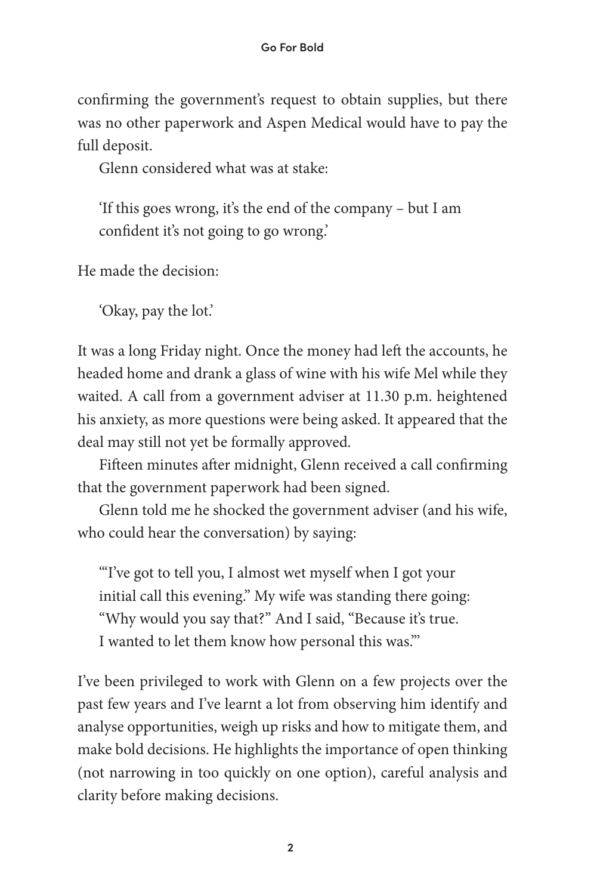confirming the government's request to obtain supplies, but there was no other paperwork and Aspen Medical would have to pay the full deposit.

Glenn considered what was at stake:

> 'If this goes wrong, it's the end of the company – but I am confident it's not going to go wrong.'

He made the decision:

> 'Okay, pay the lot.'

It was a long Friday night. Once the money had left the accounts, he headed home and drank a glass of wine with his wife Mel while they waited. A call from a government adviser at 11.30 p.m. heightened his anxiety, as more questions were being asked. It appeared that the deal may still not yet be formally approved.

Fifteen minutes after midnight, Glenn received a call confirming that the government paperwork had been signed.

Glenn told me he shocked the government adviser (and his wife, who could hear the conversation) by saying:

> '"I've got to tell you, I almost wet myself when I got your initial call this evening." My wife was standing there going: "Why would you say that?" And I said, "Because it's true. I wanted to let them know how personal this was."'

I've been privileged to work with Glenn on a few projects over the past few years and I've learnt a lot from observing him identify and analyse opportunities, weigh up risks and how to mitigate them, and make bold decisions. He highlights the importance of open thinking (not narrowing in too quickly on one option), careful analysis and clarity before making decisions.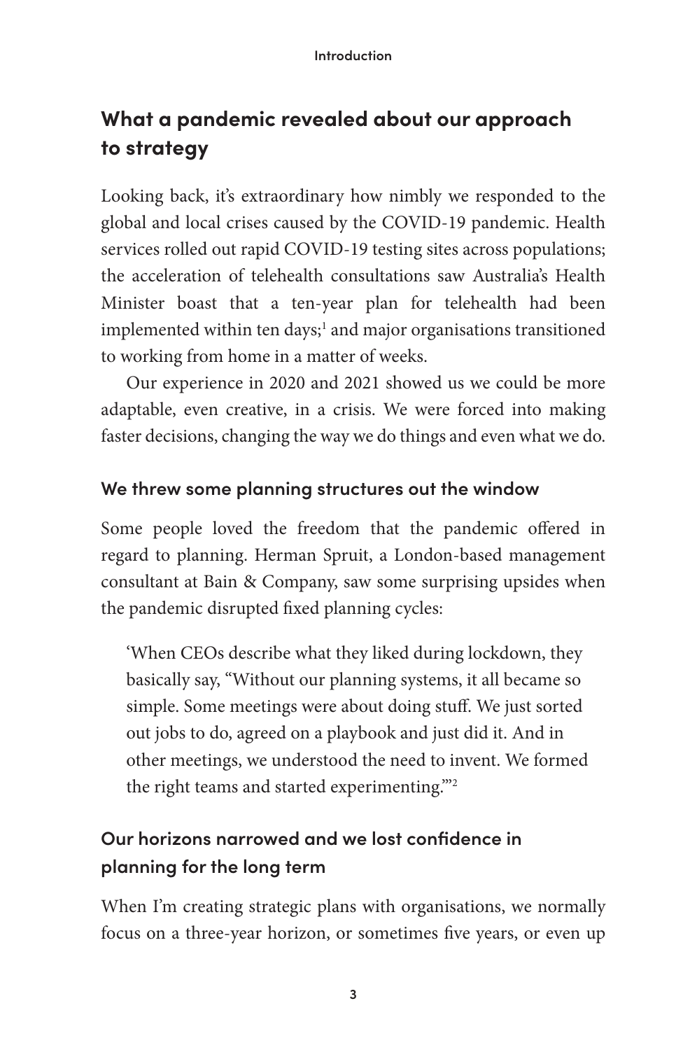## What a pandemic revealed about our approach to strategy

Looking back, it's extraordinary how nimbly we responded to the global and local crises caused by the COVID-19 pandemic. Health services rolled out rapid COVID-19 testing sites across populations; the acceleration of telehealth consultations saw Australia's Health Minister boast that a ten-year plan for telehealth had been implemented within ten days;[1] and major organisations transitioned to working from home in a matter of weeks.

Our experience in 2020 and 2021 showed us we could be more adaptable, even creative, in a crisis. We were forced into making faster decisions, changing the way we do things and even what we do.

### We threw some planning structures out the window

Some people loved the freedom that the pandemic offered in regard to planning. Herman Spruit, a London-based management consultant at Bain & Company, saw some surprising upsides when the pandemic disrupted fixed planning cycles:

> 'When CEOs describe what they liked during lockdown, they basically say, "Without our planning systems, it all became so simple. Some meetings were about doing stuff. We just sorted out jobs to do, agreed on a playbook and just did it. And in other meetings, we understood the need to invent. We formed the right teams and started experimenting."'[2]

### Our horizons narrowed and we lost confidence in planning for the long term

When I'm creating strategic plans with organisations, we normally focus on a three-year horizon, or sometimes five years, or even up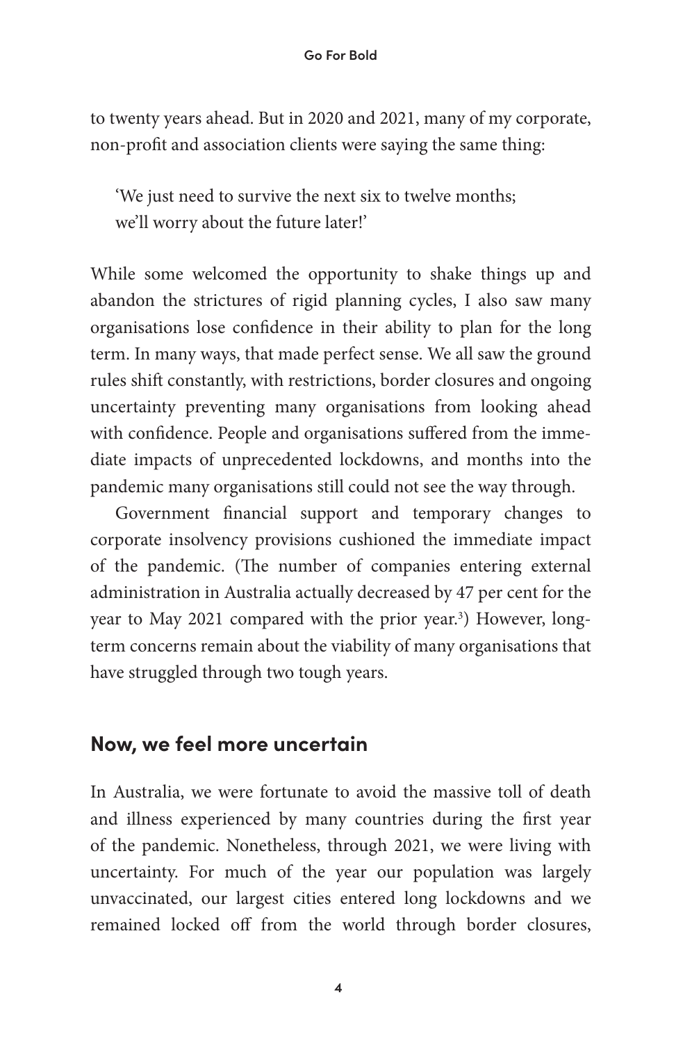to twenty years ahead. But in 2020 and 2021, many of my corporate, non-profit and association clients were saying the same thing:

> 'We just need to survive the next six to twelve months; we'll worry about the future later!'

While some welcomed the opportunity to shake things up and abandon the strictures of rigid planning cycles, I also saw many organisations lose confidence in their ability to plan for the long term. In many ways, that made perfect sense. We all saw the ground rules shift constantly, with restrictions, border closures and ongoing uncertainty preventing many organisations from looking ahead with confidence. People and organisations suffered from the immediate impacts of unprecedented lockdowns, and months into the pandemic many organisations still could not see the way through.

Government financial support and temporary changes to corporate insolvency provisions cushioned the immediate impact of the pandemic. (The number of companies entering external administration in Australia actually decreased by 47 per cent for the year to May 2021 compared with the prior year.[3]) However, long-term concerns remain about the viability of many organisations that have struggled through two tough years.

## Now, we feel more uncertain

In Australia, we were fortunate to avoid the massive toll of death and illness experienced by many countries during the first year of the pandemic. Nonetheless, through 2021, we were living with uncertainty. For much of the year our population was largely unvaccinated, our largest cities entered long lockdowns and we remained locked off from the world through border closures,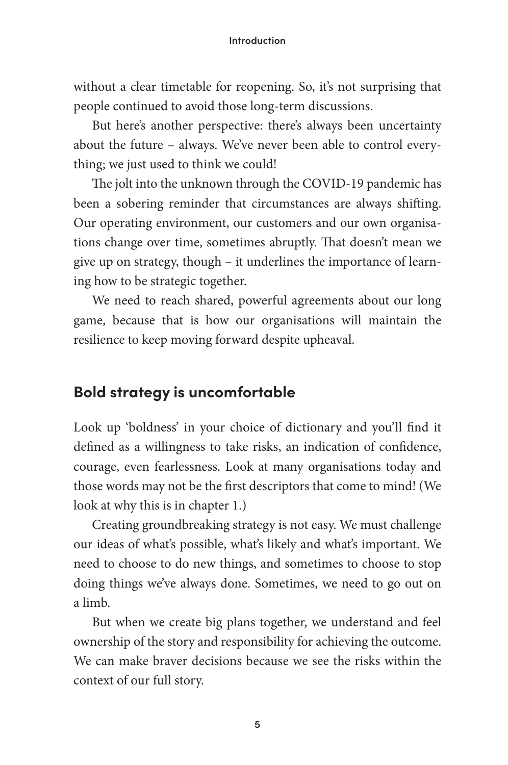without a clear timetable for reopening. So, it's not surprising that people continued to avoid those long-term discussions.

But here's another perspective: there's always been uncertainty about the future – always. We've never been able to control everything; we just used to think we could!

The jolt into the unknown through the COVID-19 pandemic has been a sobering reminder that circumstances are always shifting. Our operating environment, our customers and our own organisations change over time, sometimes abruptly. That doesn't mean we give up on strategy, though – it underlines the importance of learning how to be strategic together.

We need to reach shared, powerful agreements about our long game, because that is how our organisations will maintain the resilience to keep moving forward despite upheaval.

## Bold strategy is uncomfortable

Look up 'boldness' in your choice of dictionary and you'll find it defined as a willingness to take risks, an indication of confidence, courage, even fearlessness. Look at many organisations today and those words may not be the first descriptors that come to mind! (We look at why this is in chapter 1.)

Creating groundbreaking strategy is not easy. We must challenge our ideas of what's possible, what's likely and what's important. We need to choose to do new things, and sometimes to choose to stop doing things we've always done. Sometimes, we need to go out on a limb.

But when we create big plans together, we understand and feel ownership of the story and responsibility for achieving the outcome. We can make braver decisions because we see the risks within the context of our full story.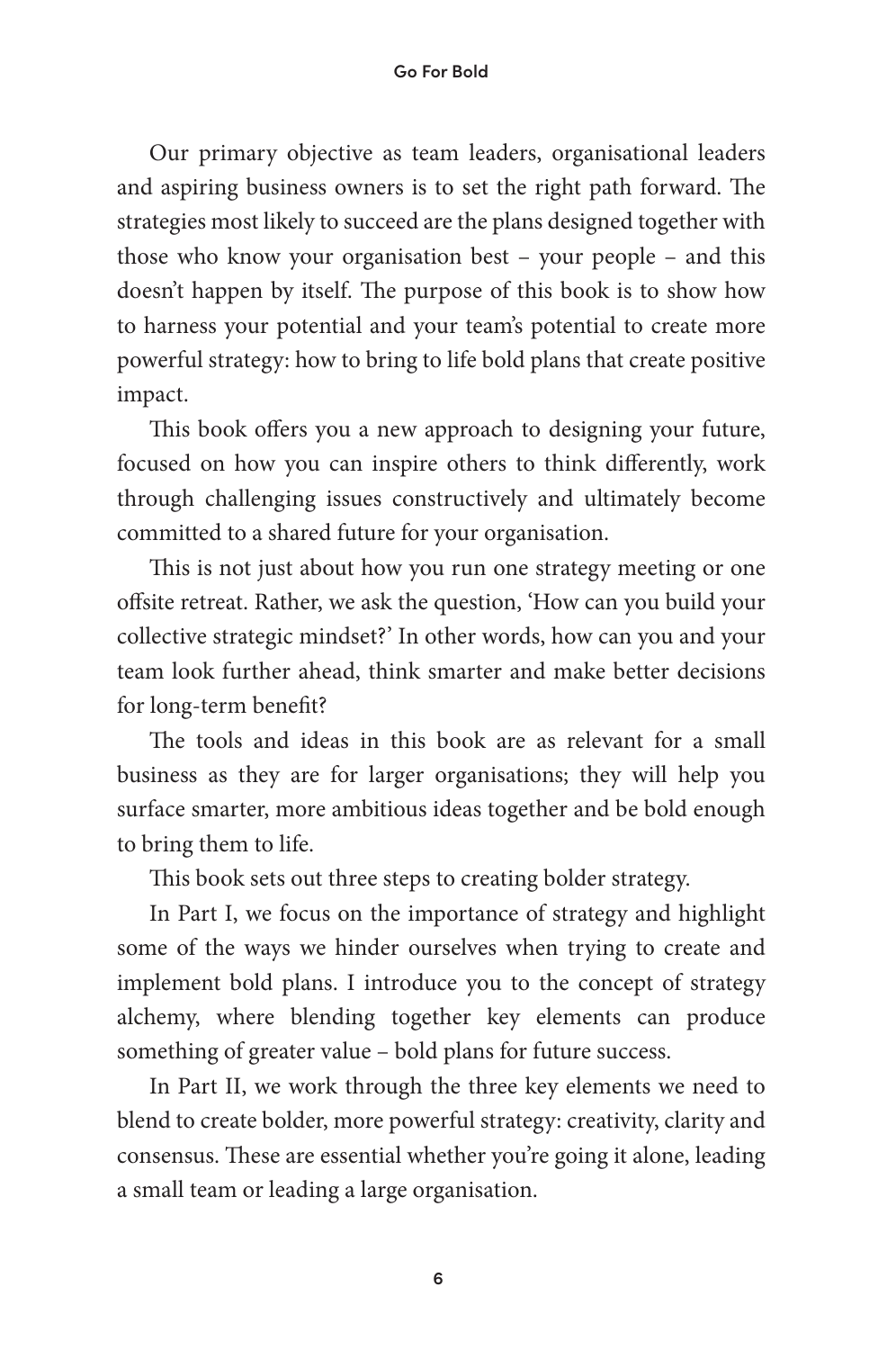Our primary objective as team leaders, organisational leaders and aspiring business owners is to set the right path forward. The strategies most likely to succeed are the plans designed together with those who know your organisation best – your people – and this doesn't happen by itself. The purpose of this book is to show how to harness your potential and your team's potential to create more powerful strategy: how to bring to life bold plans that create positive impact.

This book offers you a new approach to designing your future, focused on how you can inspire others to think differently, work through challenging issues constructively and ultimately become committed to a shared future for your organisation.

This is not just about how you run one strategy meeting or one offsite retreat. Rather, we ask the question, 'How can you build your collective strategic mindset?' In other words, how can you and your team look further ahead, think smarter and make better decisions for long-term benefit?

The tools and ideas in this book are as relevant for a small business as they are for larger organisations; they will help you surface smarter, more ambitious ideas together and be bold enough to bring them to life.

This book sets out three steps to creating bolder strategy.

In Part I, we focus on the importance of strategy and highlight some of the ways we hinder ourselves when trying to create and implement bold plans. I introduce you to the concept of strategy alchemy, where blending together key elements can produce something of greater value – bold plans for future success.

In Part II, we work through the three key elements we need to blend to create bolder, more powerful strategy: creativity, clarity and consensus. These are essential whether you're going it alone, leading a small team or leading a large organisation.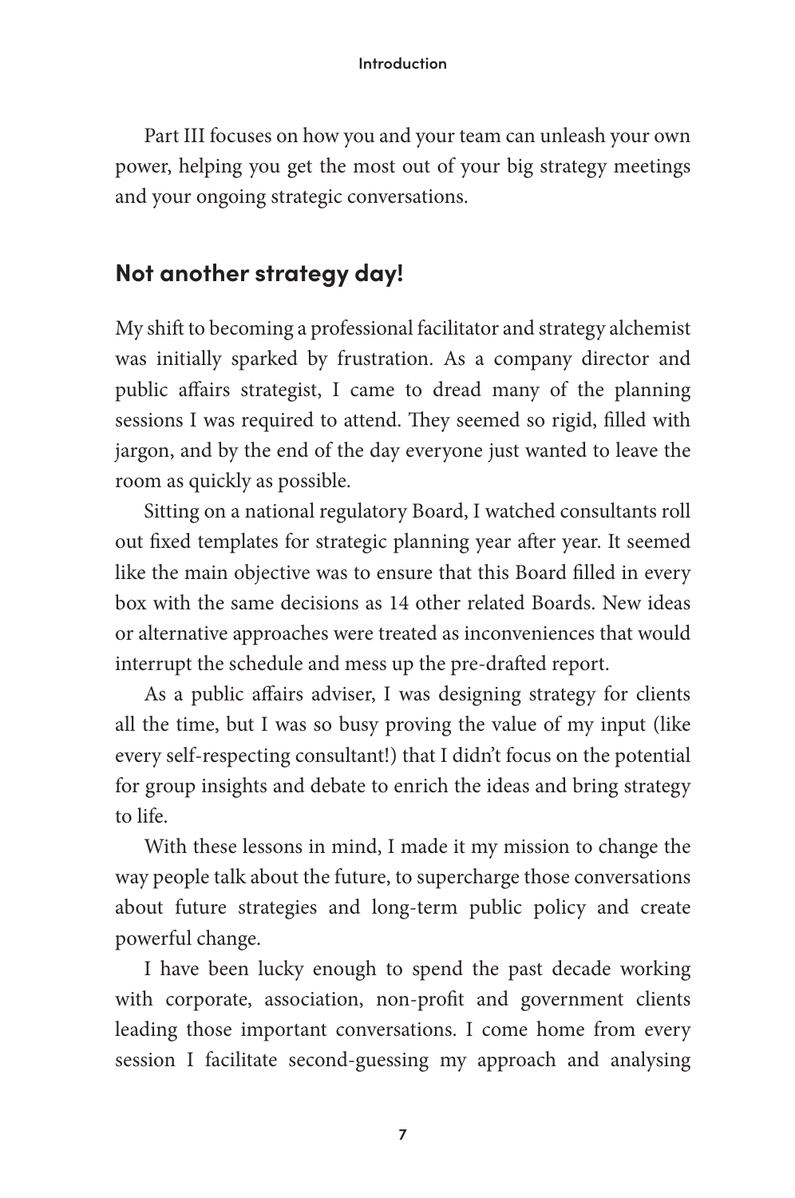Part III focuses on how you and your team can unleash your own power, helping you get the most out of your big strategy meetings and your ongoing strategic conversations.

## Not another strategy day!

My shift to becoming a professional facilitator and strategy alchemist was initially sparked by frustration. As a company director and public affairs strategist, I came to dread many of the planning sessions I was required to attend. They seemed so rigid, filled with jargon, and by the end of the day everyone just wanted to leave the room as quickly as possible.

Sitting on a national regulatory Board, I watched consultants roll out fixed templates for strategic planning year after year. It seemed like the main objective was to ensure that this Board filled in every box with the same decisions as 14 other related Boards. New ideas or alternative approaches were treated as inconveniences that would interrupt the schedule and mess up the pre-drafted report.

As a public affairs adviser, I was designing strategy for clients all the time, but I was so busy proving the value of my input (like every self-respecting consultant!) that I didn't focus on the potential for group insights and debate to enrich the ideas and bring strategy to life.

With these lessons in mind, I made it my mission to change the way people talk about the future, to supercharge those conversations about future strategies and long-term public policy and create powerful change.

I have been lucky enough to spend the past decade working with corporate, association, non-profit and government clients leading those important conversations. I come home from every session I facilitate second-guessing my approach and analysing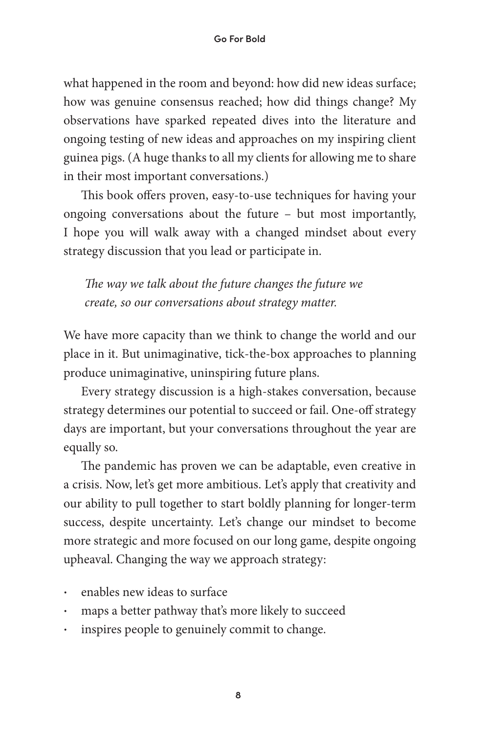what happened in the room and beyond: how did new ideas surface; how was genuine consensus reached; how did things change? My observations have sparked repeated dives into the literature and ongoing testing of new ideas and approaches on my inspiring client guinea pigs. (A huge thanks to all my clients for allowing me to share in their most important conversations.)

This book offers proven, easy-to-use techniques for having your ongoing conversations about the future – but most importantly, I hope you will walk away with a changed mindset about every strategy discussion that you lead or participate in.

> *The way we talk about the future changes the future we create, so our conversations about strategy matter.*

We have more capacity than we think to change the world and our place in it. But unimaginative, tick-the-box approaches to planning produce unimaginative, uninspiring future plans.

Every strategy discussion is a high-stakes conversation, because strategy determines our potential to succeed or fail. One-off strategy days are important, but your conversations throughout the year are equally so.

The pandemic has proven we can be adaptable, even creative in a crisis. Now, let's get more ambitious. Let's apply that creativity and our ability to pull together to start boldly planning for longer-term success, despite uncertainty. Let's change our mindset to become more strategic and more focused on our long game, despite ongoing upheaval. Changing the way we approach strategy:

- enables new ideas to surface
- maps a better pathway that's more likely to succeed
- inspires people to genuinely commit to change.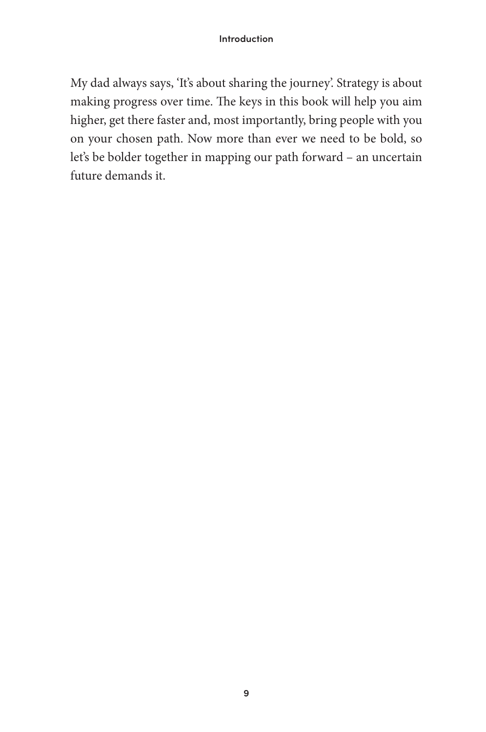My dad always says, 'It's about sharing the journey'. Strategy is about making progress over time. The keys in this book will help you aim higher, get there faster and, most importantly, bring people with you on your chosen path. Now more than ever we need to be bold, so let's be bolder together in mapping our path forward – an uncertain future demands it.